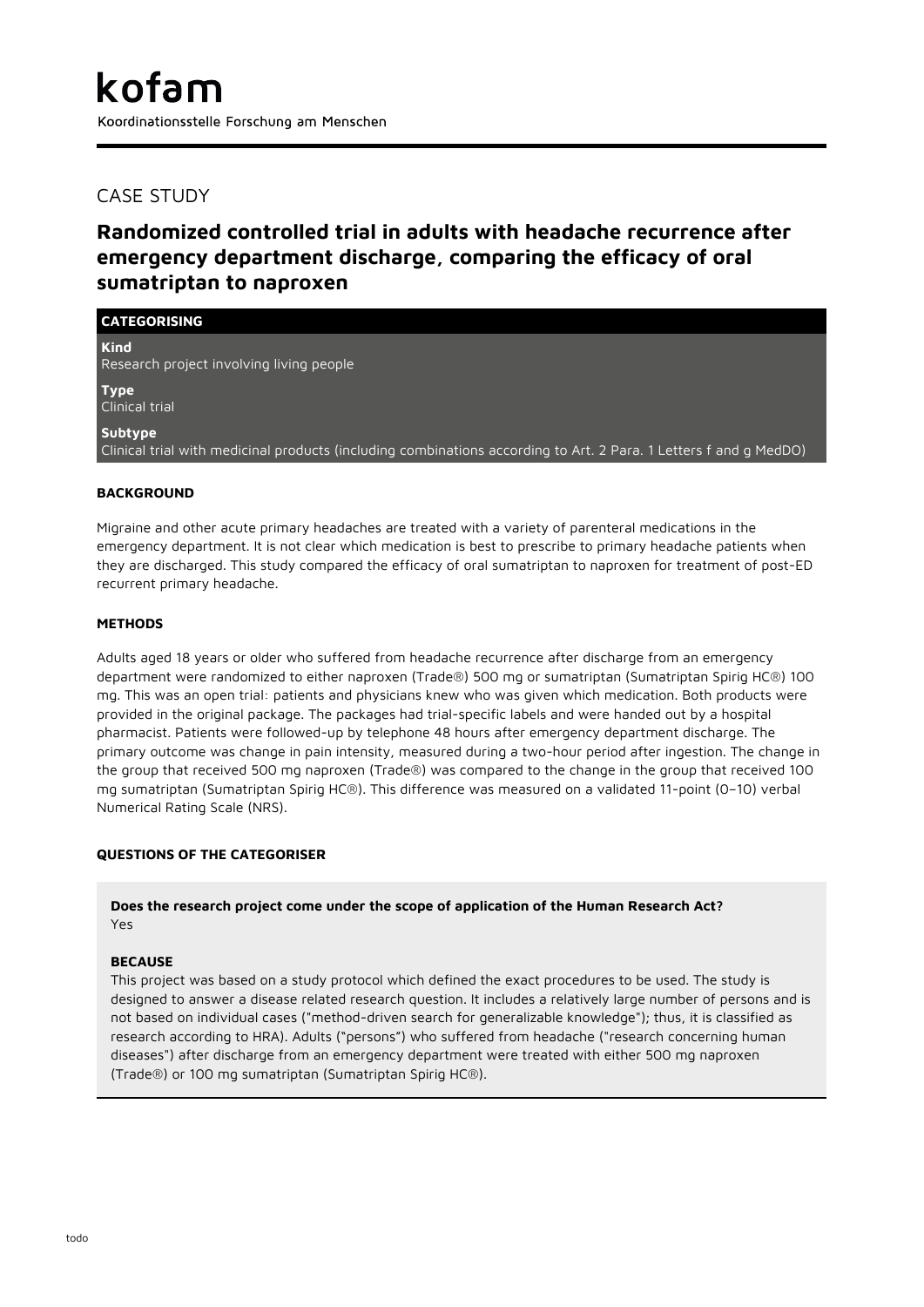# kofam

Koordinationsstelle Forschung am Menschen

## CASE STUDY

# Randomized controlled trial in adults with headache recurrence after emergency department discharge, comparing the efficacy of oral sumatriptan to naproxen

### CATEGORISING

**Kind**
Research project involving living people

**Type**
Clinical trial

**Subtype**
Clinical trial with medicinal products (including combinations according to Art. 2 Para. 1 Letters f and g MedDO)

### BACKGROUND

Migraine and other acute primary headaches are treated with a variety of parenteral medications in the emergency department. It is not clear which medication is best to prescribe to primary headache patients when they are discharged. This study compared the efficacy of oral sumatriptan to naproxen for treatment of post-ED recurrent primary headache.

### METHODS

Adults aged 18 years or older who suffered from headache recurrence after discharge from an emergency department were randomized to either naproxen (Trade®) 500 mg or sumatriptan (Sumatriptan Spirig HC®) 100 mg. This was an open trial: patients and physicians knew who was given which medication. Both products were provided in the original package. The packages had trial-specific labels and were handed out by a hospital pharmacist. Patients were followed-up by telephone 48 hours after emergency department discharge. The primary outcome was change in pain intensity, measured during a two-hour period after ingestion. The change in the group that received 500 mg naproxen (Trade®) was compared to the change in the group that received 100 mg sumatriptan (Sumatriptan Spirig HC®). This difference was measured on a validated 11-point (0–10) verbal Numerical Rating Scale (NRS).

### QUESTIONS OF THE CATEGORISER

**Does the research project come under the scope of application of the Human Research Act?**
Yes

**BECAUSE**
This project was based on a study protocol which defined the exact procedures to be used. The study is designed to answer a disease related research question. It includes a relatively large number of persons and is not based on individual cases ("method-driven search for generalizable knowledge"); thus, it is classified as research according to HRA). Adults ("persons") who suffered from headache ("research concerning human diseases") after discharge from an emergency department were treated with either 500 mg naproxen (Trade®) or 100 mg sumatriptan (Sumatriptan Spirig HC®).

todo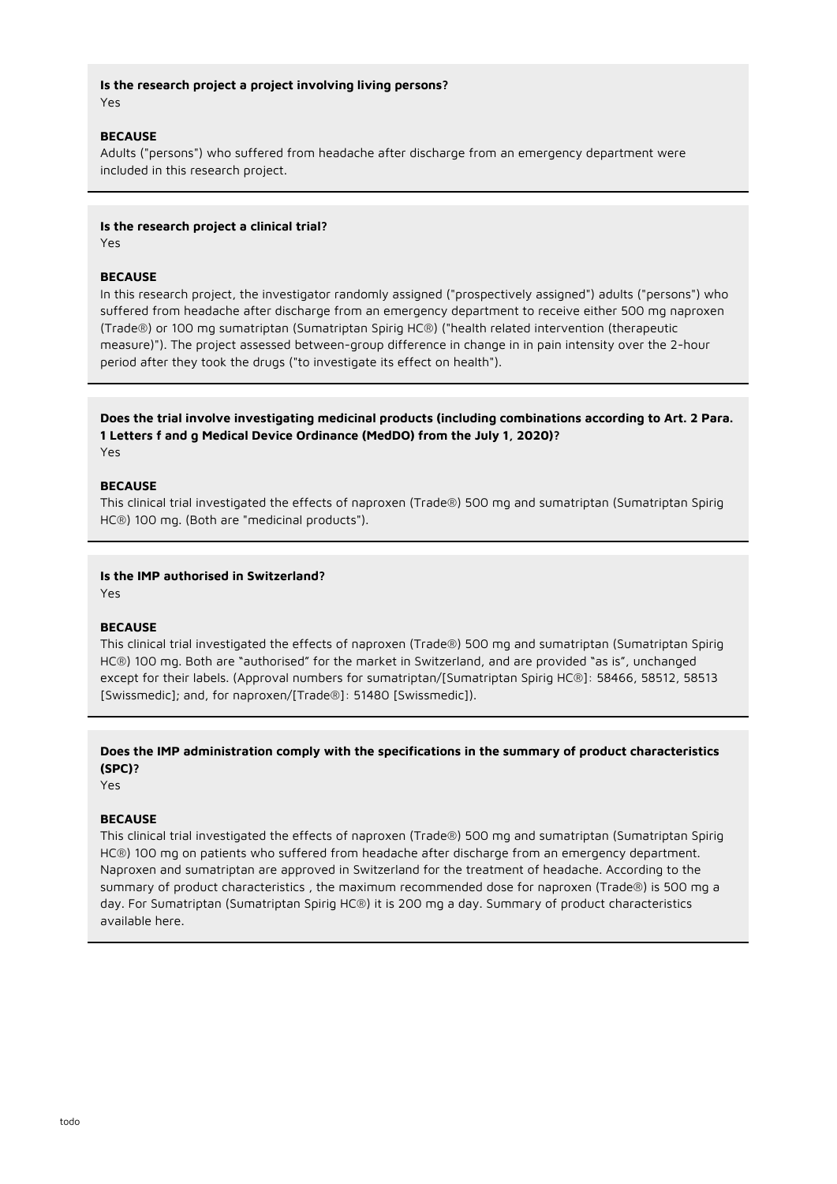**Is the research project a project involving living persons?**
Yes

**BECAUSE**
Adults ("persons") who suffered from headache after discharge from an emergency department were included in this research project.

---

**Is the research project a clinical trial?**
Yes

**BECAUSE**
In this research project, the investigator randomly assigned ("prospectively assigned") adults ("persons") who suffered from headache after discharge from an emergency department to receive either 500 mg naproxen (Trade®) or 100 mg sumatriptan (Sumatriptan Spirig HC®) ("health related intervention (therapeutic measure)"). The project assessed between-group difference in change in in pain intensity over the 2-hour period after they took the drugs ("to investigate its effect on health").

---

**Does the trial involve investigating medicinal products (including combinations according to Art. 2 Para. 1 Letters f and g Medical Device Ordinance (MedDO) from the July 1, 2020)?**
Yes

**BECAUSE**
This clinical trial investigated the effects of naproxen (Trade®) 500 mg and sumatriptan (Sumatriptan Spirig HC®) 100 mg. (Both are "medicinal products").

---

**Is the IMP authorised in Switzerland?**
Yes

**BECAUSE**
This clinical trial investigated the effects of naproxen (Trade®) 500 mg and sumatriptan (Sumatriptan Spirig HC®) 100 mg. Both are "authorised" for the market in Switzerland, and are provided "as is", unchanged except for their labels. (Approval numbers for sumatriptan/[Sumatriptan Spirig HC®]: 58466, 58512, 58513 [Swissmedic]; and, for naproxen/[Trade®]: 51480 [Swissmedic]).

---

**Does the IMP administration comply with the specifications in the summary of product characteristics (SPC)?**
Yes

**BECAUSE**
This clinical trial investigated the effects of naproxen (Trade®) 500 mg and sumatriptan (Sumatriptan Spirig HC®) 100 mg on patients who suffered from headache after discharge from an emergency department. Naproxen and sumatriptan are approved in Switzerland for the treatment of headache. According to the summary of product characteristics , the maximum recommended dose for naproxen (Trade®) is 500 mg a day. For Sumatriptan (Sumatriptan Spirig HC®) it is 200 mg a day. Summary of product characteristics available here.

---

todo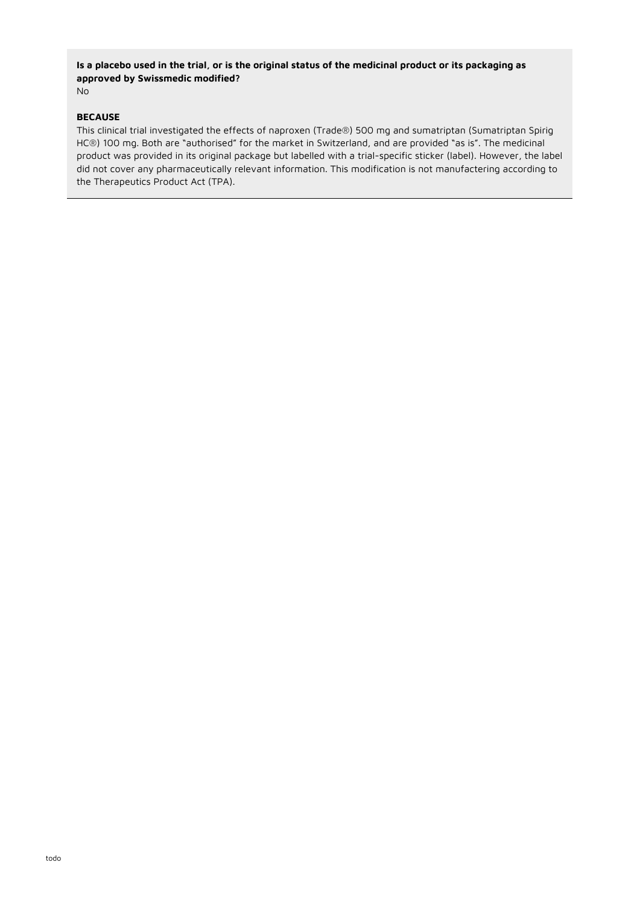**Is a placebo used in the trial, or is the original status of the medicinal product or its packaging as approved by Swissmedic modified?**

No

**BECAUSE**

This clinical trial investigated the effects of naproxen (Trade®) 500 mg and sumatriptan (Sumatriptan Spirig HC®) 100 mg. Both are "authorised" for the market in Switzerland, and are provided "as is". The medicinal product was provided in its original package but labelled with a trial-specific sticker (label). However, the label did not cover any pharmaceutically relevant information. This modification is not manufactering according to the Therapeutics Product Act (TPA).

todo